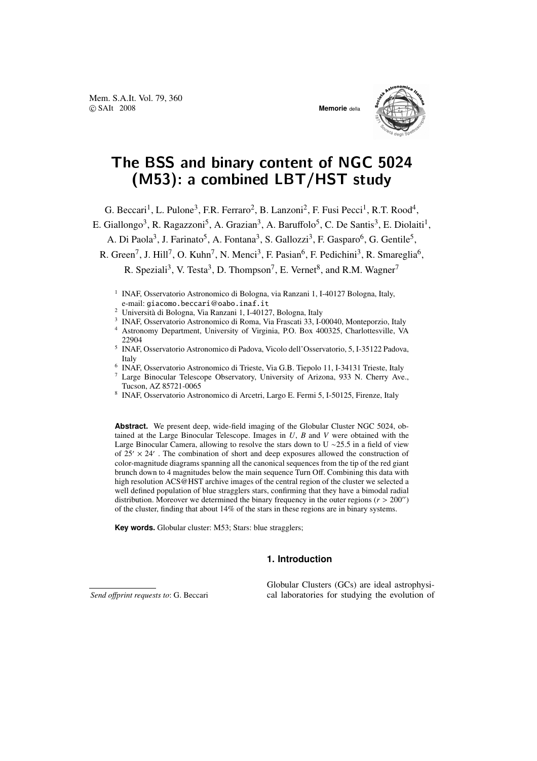# The BSS and binary content of NGC 5024 (M53): a combined LBT/HST study

G. Beccari[1], L. Pulone[3], F.R. Ferraro[2], B. Lanzoni[2], F. Fusi Pecci[1], R.T. Rood[4], E. Giallongo[3], R. Ragazzoni[5], A. Grazian[3], A. Baruffolo[5], C. De Santis[3], E. Diolaiti[1], A. Di Paola[3], J. Farinato[5], A. Fontana[3], S. Gallozzi[3], F. Gasparo[6], G. Gentile[5], R. Green[7], J. Hill[7], O. Kuhn[7], N. Menci[3], F. Pasian[6], F. Pedichini[3], R. Smareglia[6], R. Speziali[3], V. Testa[3], D. Thompson[7], E. Vernet[8], and R.M. Wagner[7]

[1] INAF, Osservatorio Astronomico di Bologna, via Ranzani 1, I-40127 Bologna, Italy, e-mail: giacomo.beccari@oabo.inaf.it
[2] Università di Bologna, Via Ranzani 1, I-40127, Bologna, Italy
[3] INAF, Osservatorio Astronomico di Roma, Via Frascati 33, I-00040, Monteporzio, Italy
[4] Astronomy Department, University of Virginia, P.O. Box 400325, Charlottesville, VA 22904
[5] INAF, Osservatorio Astronomico di Padova, Vicolo dell'Osservatorio, 5, I-35122 Padova, Italy
[6] INAF, Osservatorio Astronomico di Trieste, Via G.B. Tiepolo 11, I-34131 Trieste, Italy
[7] Large Binocular Telescope Observatory, University of Arizona, 933 N. Cherry Ave., Tucson, AZ 85721-0065
[8] INAF, Osservatorio Astronomico di Arcetri, Largo E. Fermi 5, I-50125, Firenze, Italy

**Abstract.** We present deep, wide-field imaging of the Globular Cluster NGC 5024, obtained at the Large Binocular Telescope. Images in $U$, $B$ and $V$ were obtained with the Large Binocular Camera, allowing to resolve the stars down to U $\sim$25.5 in a field of view of $25' \times 24'$ . The combination of short and deep exposures allowed the construction of color-magnitude diagrams spanning all the canonical sequences from the tip of the red giant brunch down to 4 magnitudes below the main sequence Turn Off. Combining this data with high resolution ACS@HST archive images of the central region of the cluster we selected a well defined population of blue stragglers stars, confirming that they have a bimodal radial distribution. Moreover we determined the binary frequency in the outer regions ($r > 200''$) of the cluster, finding that about 14% of the stars in these regions are in binary systems.

**Key words.** Globular cluster: M53; Stars: blue stragglers;

## 1. Introduction

Globular Clusters (GCs) are ideal astrophysical laboratories for studying the evolution of

*Send offprint requests to*: G. Beccari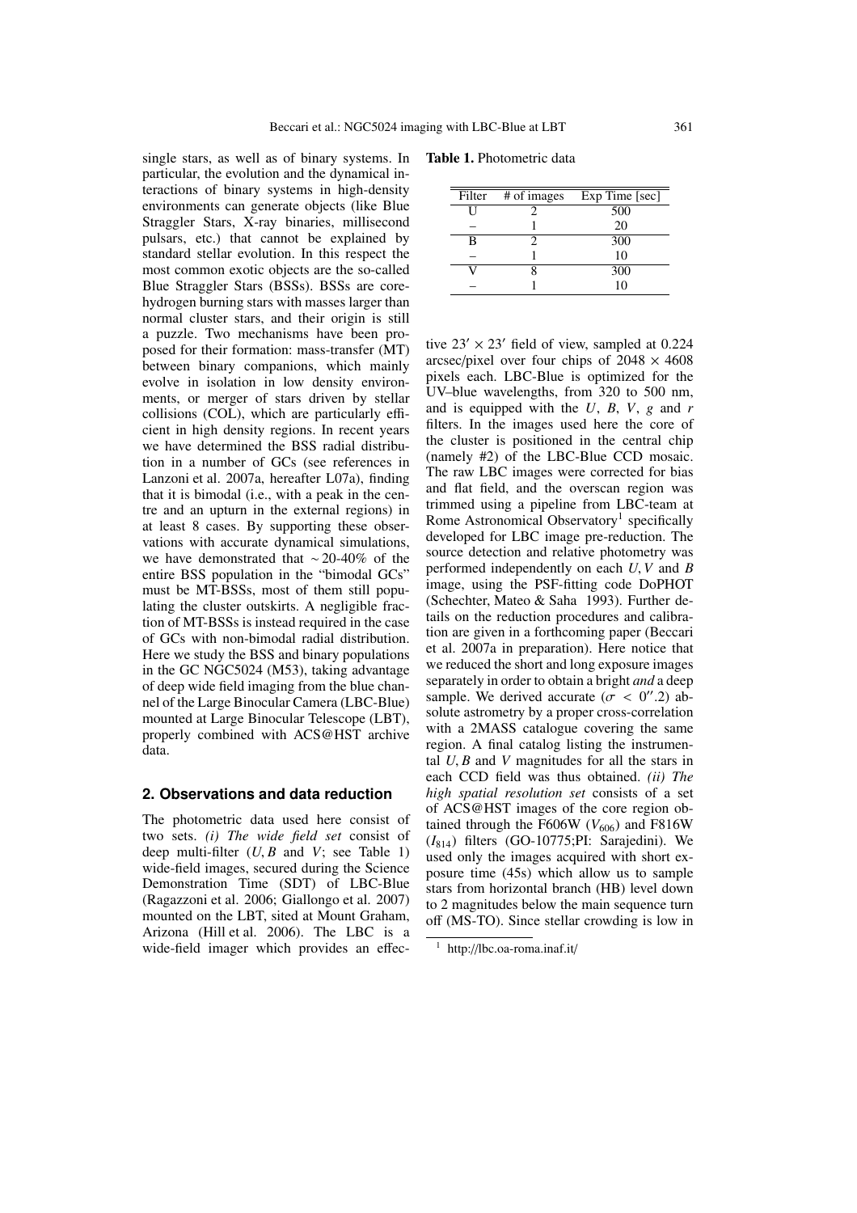single stars, as well as of binary systems. In particular, the evolution and the dynamical interactions of binary systems in high-density environments can generate objects (like Blue Straggler Stars, X-ray binaries, millisecond pulsars, etc.) that cannot be explained by standard stellar evolution. In this respect the most common exotic objects are the so-called Blue Straggler Stars (BSSs). BSSs are core-hydrogen burning stars with masses larger than normal cluster stars, and their origin is still a puzzle. Two mechanisms have been proposed for their formation: mass-transfer (MT) between binary companions, which mainly evolve in isolation in low density environments, or merger of stars driven by stellar collisions (COL), which are particularly efficient in high density regions. In recent years we have determined the BSS radial distribution in a number of GCs (see references in Lanzoni et al. 2007a, hereafter L07a), finding that it is bimodal (i.e., with a peak in the centre and an upturn in the external regions) in at least 8 cases. By supporting these observations with accurate dynamical simulations, we have demonstrated that $\sim$20-40% of the entire BSS population in the "bimodal GCs" must be MT-BSSs, most of them still populating the cluster outskirts. A negligible fraction of MT-BSSs is instead required in the case of GCs with non-bimodal radial distribution. Here we study the BSS and binary populations in the GC NGC5024 (M53), taking advantage of deep wide field imaging from the blue channel of the Large Binocular Camera (LBC-Blue) mounted at Large Binocular Telescope (LBT), properly combined with ACS@HST archive data.

## 2. Observations and data reduction

The photometric data used here consist of two sets. *(i) The wide field set* consist of deep multi-filter ($U, B$ and $V$; see Table 1) wide-field images, secured during the Science Demonstration Time (SDT) of LBC-Blue (Ragazzoni et al. 2006; Giallongo et al. 2007) mounted on the LBT, sited at Mount Graham, Arizona (Hill et al. 2006). The LBC is a wide-field imager which provides an effective $23' \times 23'$ field of view, sampled at 0.224 arcsec/pixel over four chips of $2048 \times 4608$ pixels each. LBC-Blue is optimized for the UV–blue wavelengths, from 320 to 500 nm, and is equipped with the $U$, $B$, $V$, $g$ and $r$ filters. In the images used here the core of the cluster is positioned in the central chip (namely #2) of the LBC-Blue CCD mosaic. The raw LBC images were corrected for bias and flat field, and the overscan region was trimmed using a pipeline from LBC-team at Rome Astronomical Observatory[1] specifically developed for LBC image pre-reduction. The source detection and relative photometry was performed independently on each $U, V$ and $B$ image, using the PSF-fitting code DoPHOT (Schechter, Mateo & Saha 1993). Further details on the reduction procedures and calibration are given in a forthcoming paper (Beccari et al. 2007a in preparation). Here notice that we reduced the short and long exposure images separately in order to obtain a bright *and* a deep sample. We derived accurate ($\sigma < 0''.2$) absolute astrometry by a proper cross-correlation with a 2MASS catalogue covering the same region. A final catalog listing the instrumental $U, B$ and $V$ magnitudes for all the stars in each CCD field was thus obtained. *(ii) The high spatial resolution set* consists of a set of ACS@HST images of the core region obtained through the F606W ($V_{606}$) and F816W ($I_{814}$) filters (GO-10775;PI: Sarajedini). We used only the images acquired with short exposure time (45s) which allow us to sample stars from horizontal branch (HB) level down to 2 magnitudes below the main sequence turn off (MS-TO). Since stellar crowding is low in

**Table 1.** Photometric data

| Filter | # of images | Exp Time [sec] |
|---|---|---|
| U | 2 | 500 |
| – | 1 | 20 |
| B | 2 | 300 |
| – | 1 | 10 |
| V | 8 | 300 |
| – | 1 | 10 |

[1] http://lbc.oa-roma.inaf.it/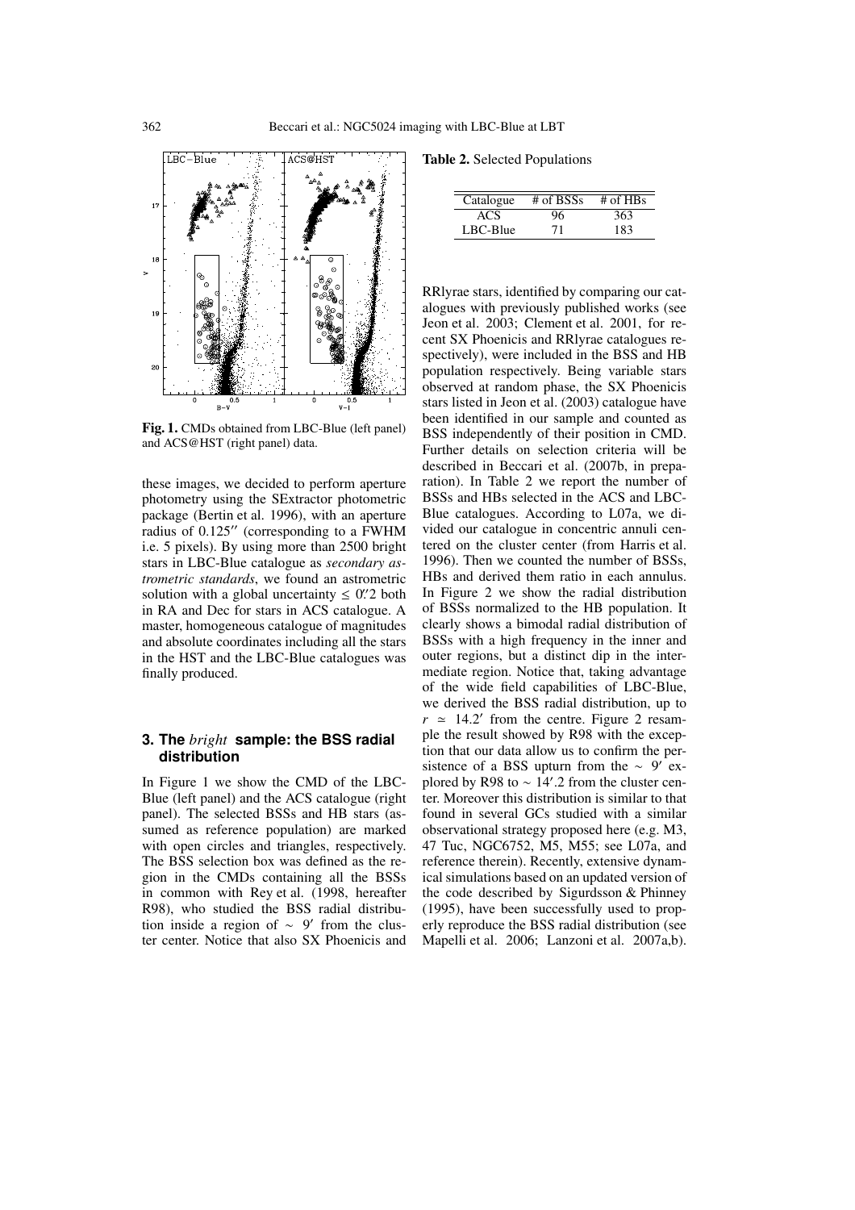**Fig. 1.** CMDs obtained from LBC-Blue (left panel) and ACS@HST (right panel) data.

these images, we decided to perform aperture photometry using the SExtractor photometric package (Bertin et al. 1996), with an aperture radius of 0.125″ (corresponding to a FWHM i.e. 5 pixels). By using more than 2500 bright stars in LBC-Blue catalogue as *secondary astrometric standards*, we found an astrometric solution with a global uncertainty $\leq 0.''2$ both in RA and Dec for stars in ACS catalogue. A master, homogeneous catalogue of magnitudes and absolute coordinates including all the stars in the HST and the LBC-Blue catalogues was finally produced.

## 3. The *bright* sample: the BSS radial distribution

In Figure 1 we show the CMD of the LBC-Blue (left panel) and the ACS catalogue (right panel). The selected BSSs and HB stars (assumed as reference population) are marked with open circles and triangles, respectively. The BSS selection box was defined as the region in the CMDs containing all the BSSs in common with Rey et al. (1998, hereafter R98), who studied the BSS radial distribution inside a region of $\sim 9'$ from the cluster center. Notice that also SX Phoenicis and RRlyrae stars, identified by comparing our catalogues with previously published works (see Jeon et al. 2003; Clement et al. 2001, for recent SX Phoenicis and RRlyrae catalogues respectively), were included in the BSS and HB population respectively. Being variable stars observed at random phase, the SX Phoenicis stars listed in Jeon et al. (2003) catalogue have been identified in our sample and counted as BSS independently of their position in CMD. Further details on selection criteria will be described in Beccari et al. (2007b, in preparation). In Table 2 we report the number of BSSs and HBs selected in the ACS and LBC-Blue catalogues. According to L07a, we divided our catalogue in concentric annuli centered on the cluster center (from Harris et al. 1996). Then we counted the number of BSSs, HBs and derived them ratio in each annulus. In Figure 2 we show the radial distribution of BSSs normalized to the HB population. It clearly shows a bimodal radial distribution of BSSs with a high frequency in the inner and outer regions, but a distinct dip in the intermediate region. Notice that, taking advantage of the wide field capabilities of LBC-Blue, we derived the BSS radial distribution, up to $r \simeq 14.2'$ from the centre. Figure 2 resample the result showed by R98 with the exception that our data allow us to confirm the persistence of a BSS upturn from the $\sim 9'$ explored by R98 to $\sim 14'.2$ from the cluster center. Moreover this distribution is similar to that found in several GCs studied with a similar observational strategy proposed here (e.g. M3, 47 Tuc, NGC6752, M5, M55; see L07a, and reference therein). Recently, extensive dynamical simulations based on an updated version of the code described by Sigurdsson & Phinney (1995), have been successfully used to properly reproduce the BSS radial distribution (see Mapelli et al. 2006; Lanzoni et al. 2007a,b).

**Table 2.** Selected Populations

| Catalogue | # of BSSs | # of HBs |
|---|---|---|
| ACS | 96 | 363 |
| LBC-Blue | 71 | 183 |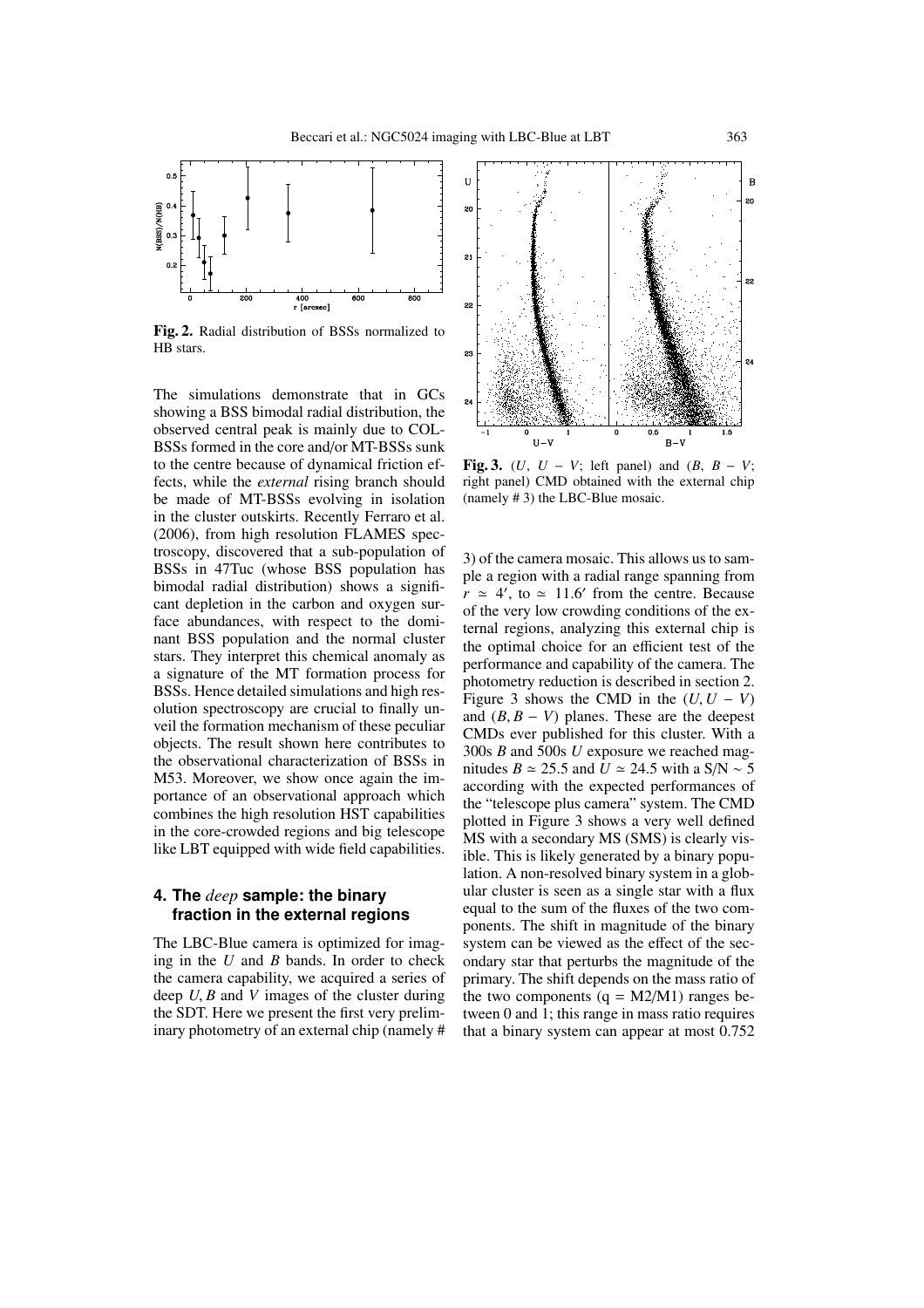**Fig. 2.** Radial distribution of BSSs normalized to HB stars.

The simulations demonstrate that in GCs showing a BSS bimodal radial distribution, the observed central peak is mainly due to COL-BSSs formed in the core and/or MT-BSSs sunk to the centre because of dynamical friction effects, while the *external* rising branch should be made of MT-BSSs evolving in isolation in the cluster outskirts. Recently Ferraro et al. (2006), from high resolution FLAMES spectroscopy, discovered that a sub-population of BSSs in 47Tuc (whose BSS population has bimodal radial distribution) shows a significant depletion in the carbon and oxygen surface abundances, with respect to the dominant BSS population and the normal cluster stars. They interpret this chemical anomaly as a signature of the MT formation process for BSSs. Hence detailed simulations and high resolution spectroscopy are crucial to finally unveil the formation mechanism of these peculiar objects. The result shown here contributes to the observational characterization of BSSs in M53. Moreover, we show once again the importance of an observational approach which combines the high resolution HST capabilities in the core-crowded regions and big telescope like LBT equipped with wide field capabilities.

## 4. The *deep* sample: the binary fraction in the external regions

The LBC-Blue camera is optimized for imaging in the $U$ and $B$ bands. In order to check the camera capability, we acquired a series of deep $U, B$ and $V$ images of the cluster during the SDT. Here we present the first very preliminary photometry of an external chip (namely # 3) of the camera mosaic. This allows us to sample a region with a radial range spanning from $r \simeq 4'$, to $\simeq 11.6'$ from the centre. Because of the very low crowding conditions of the external regions, analyzing this external chip is the optimal choice for an efficient test of the performance and capability of the camera. The photometry reduction is described in section 2. Figure 3 shows the CMD in the $(U, U-V)$ and $(B, B-V)$ planes. These are the deepest CMDs ever published for this cluster. With a 300s $B$ and 500s $U$ exposure we reached magnitudes $B \simeq 25.5$ and $U \simeq 24.5$ with a S/N $\sim 5$ according with the expected performances of the "telescope plus camera" system. The CMD plotted in Figure 3 shows a very well defined MS with a secondary MS (SMS) is clearly visible. This is likely generated by a binary population. A non-resolved binary system in a globular cluster is seen as a single star with a flux equal to the sum of the fluxes of the two components. The shift in magnitude of the binary system can be viewed as the effect of the secondary star that perturbs the magnitude of the primary. The shift depends on the mass ratio of the two components ($q = M2/M1$) ranges between 0 and 1; this range in mass ratio requires that a binary system can appear at most 0.752

**Fig. 3.** $(U, U-V$; left panel) and $(B, B-V$; right panel) CMD obtained with the external chip (namely # 3) the LBC-Blue mosaic.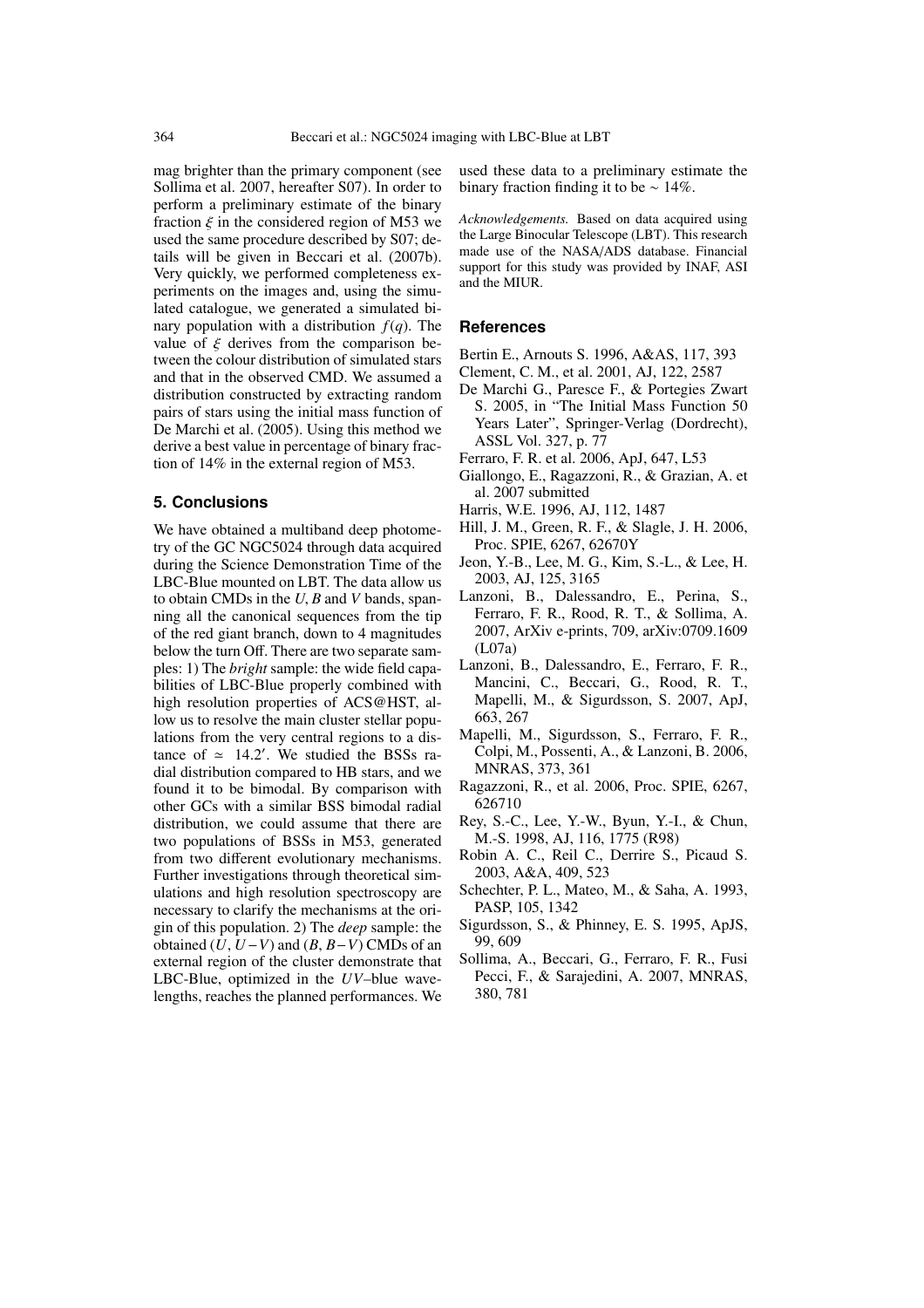mag brighter than the primary component (see Sollima et al. 2007, hereafter S07). In order to perform a preliminary estimate of the binary fraction $\xi$ in the considered region of M53 we used the same procedure described by S07; details will be given in Beccari et al. (2007b). Very quickly, we performed completeness experiments on the images and, using the simulated catalogue, we generated a simulated binary population with a distribution $f(q)$. The value of $\xi$ derives from the comparison between the colour distribution of simulated stars and that in the observed CMD. We assumed a distribution constructed by extracting random pairs of stars using the initial mass function of De Marchi et al. (2005). Using this method we derive a best value in percentage of binary fraction of 14% in the external region of M53.

## 5. Conclusions

We have obtained a multiband deep photometry of the GC NGC5024 through data acquired during the Science Demonstration Time of the LBC-Blue mounted on LBT. The data allow us to obtain CMDs in the *U*, *B* and *V* bands, spanning all the canonical sequences from the tip of the red giant branch, down to 4 magnitudes below the turn Off. There are two separate samples: 1) The *bright* sample: the wide field capabilities of LBC-Blue properly combined with high resolution properties of ACS@HST, allow us to resolve the main cluster stellar populations from the very central regions to a distance of $\simeq 14.2'$. We studied the BSSs radial distribution compared to HB stars, and we found it to be bimodal. By comparison with other GCs with a similar BSS bimodal radial distribution, we could assume that there are two populations of BSSs in M53, generated from two different evolutionary mechanisms. Further investigations through theoretical simulations and high resolution spectroscopy are necessary to clarify the mechanisms at the origin of this population. 2) The *deep* sample: the obtained $(U, U-V)$ and $(B, B-V)$ CMDs of an external region of the cluster demonstrate that LBC-Blue, optimized in the $UV$–blue wavelengths, reaches the planned performances. We used these data to a preliminary estimate the binary fraction finding it to be $\sim 14\%$.

*Acknowledgements.* Based on data acquired using the Large Binocular Telescope (LBT). This research made use of the NASA/ADS database. Financial support for this study was provided by INAF, ASI and the MIUR.

## References

Bertin E., Arnouts S. 1996, A&AS, 117, 393

Clement, C. M., et al. 2001, AJ, 122, 2587

De Marchi G., Paresce F., & Portegies Zwart S. 2005, in "The Initial Mass Function 50 Years Later", Springer-Verlag (Dordrecht), ASSL Vol. 327, p. 77

Ferraro, F. R. et al. 2006, ApJ, 647, L53

Giallongo, E., Ragazzoni, R., & Grazian, A. et al. 2007 submitted

Harris, W.E. 1996, AJ, 112, 1487

Hill, J. M., Green, R. F., & Slagle, J. H. 2006, Proc. SPIE, 6267, 62670Y

Jeon, Y.-B., Lee, M. G., Kim, S.-L., & Lee, H. 2003, AJ, 125, 3165

Lanzoni, B., Dalessandro, E., Perina, S., Ferraro, F. R., Rood, R. T., & Sollima, A. 2007, ArXiv e-prints, 709, arXiv:0709.1609 (L07a)

Lanzoni, B., Dalessandro, E., Ferraro, F. R., Mancini, C., Beccari, G., Rood, R. T., Mapelli, M., & Sigurdsson, S. 2007, ApJ, 663, 267

Mapelli, M., Sigurdsson, S., Ferraro, F. R., Colpi, M., Possenti, A., & Lanzoni, B. 2006, MNRAS, 373, 361

Ragazzoni, R., et al. 2006, Proc. SPIE, 6267, 626710

Rey, S.-C., Lee, Y.-W., Byun, Y.-I., & Chun, M.-S. 1998, AJ, 116, 1775 (R98)

Robin A. C., Reil C., Derrire S., Picaud S. 2003, A&A, 409, 523

Schechter, P. L., Mateo, M., & Saha, A. 1993, PASP, 105, 1342

Sigurdsson, S., & Phinney, E. S. 1995, ApJS, 99, 609

Sollima, A., Beccari, G., Ferraro, F. R., Fusi Pecci, F., & Sarajedini, A. 2007, MNRAS, 380, 781